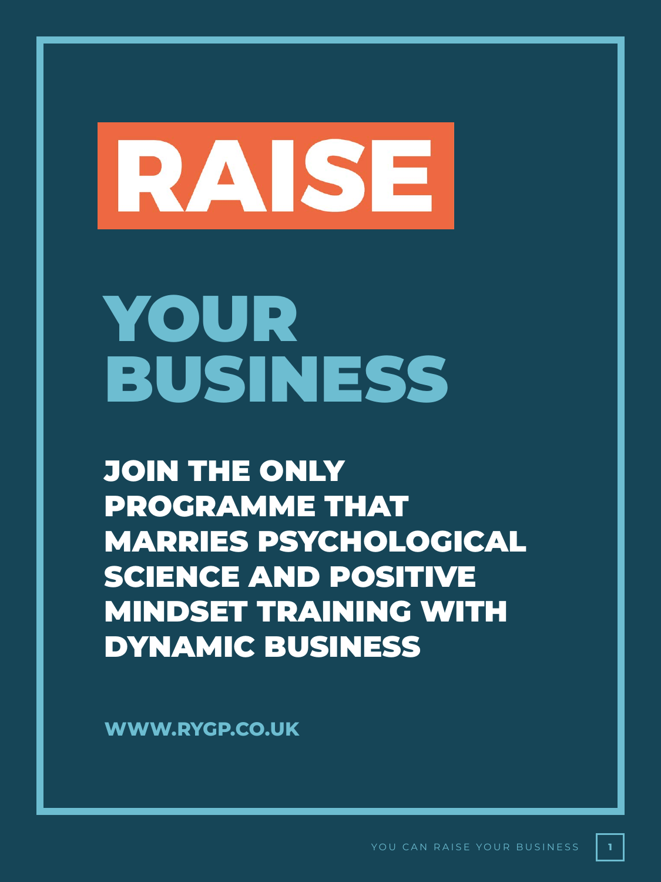# RAISE

# YOUR BUSINESS

## JOIN THE ONLY PROGRAMME THAT MARRIES PSYCHOLOGICAL SCIENCE AND POSITIVE MINDSET TRAINING WITH DYNAMIC BUSINESS

**WWW.RYGP.CO.UK**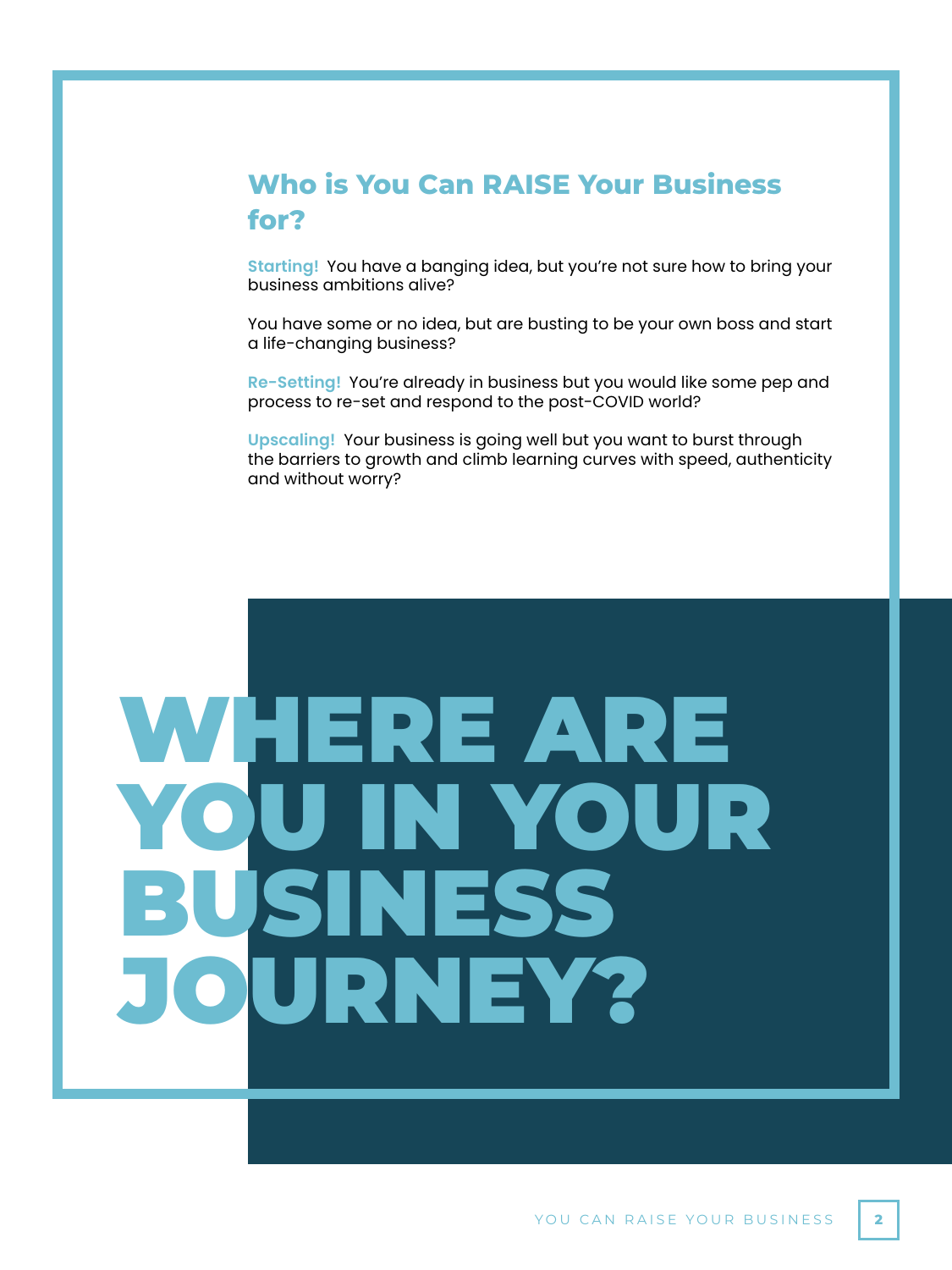## Who is You Can RAISE Your Business for?

**Starting!** You have a banging idea, but you're not sure how to bring your business ambitions alive?

You have some or no idea, but are busting to be your own boss and start a life-changing business?

**Re-Setting!** You're already in business but you would like some pep and process to re-set and respond to the post-COVID world?

**Upscaling!** Your business is going well but you want to burst through the barriers to growth and climb learning curves with speed, authenticity and without worry?

# WHERE ARE YOU IN YOUR BUSINESS JOURNEY?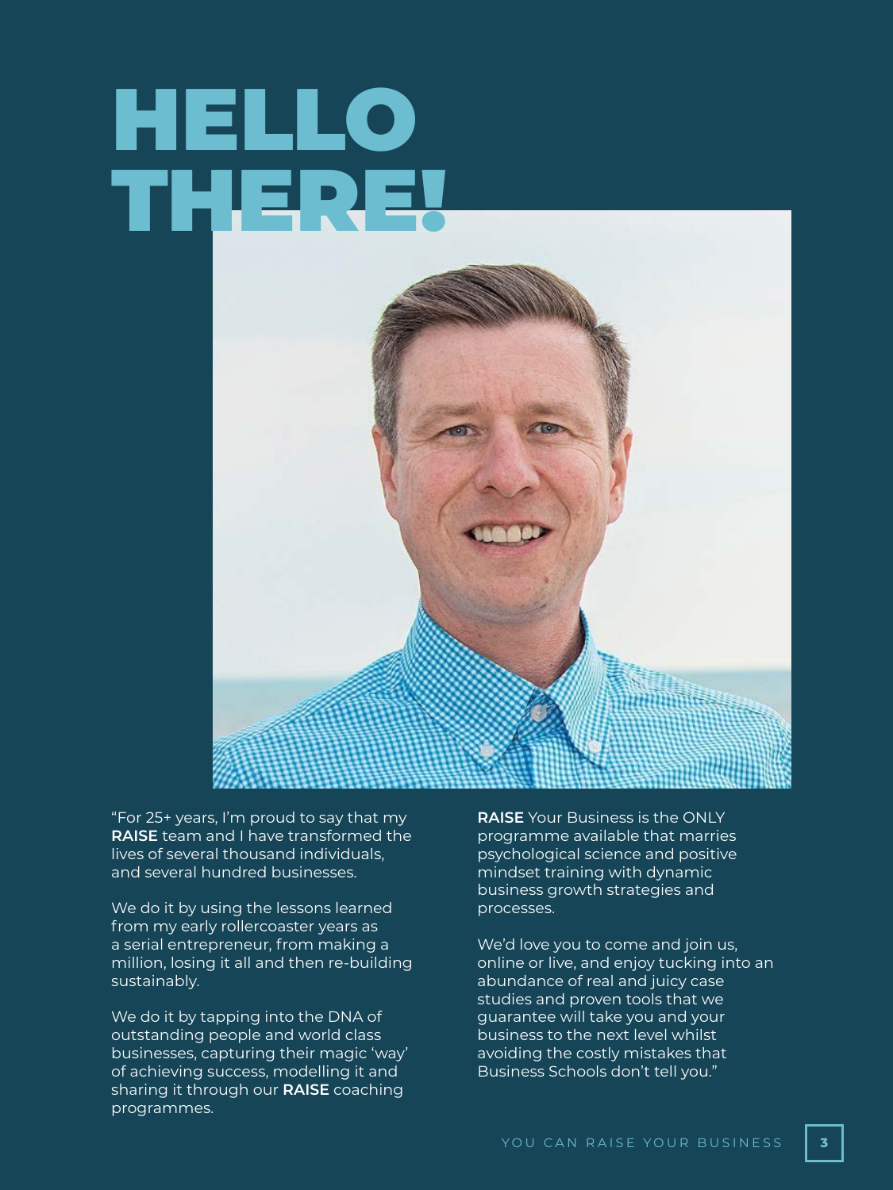# HELLO THERE!

"For 25+ years, I'm proud to say that my **RAISE** team and I have transformed the lives of several thousand individuals, and several hundred businesses.

We do it by using the lessons learned from my early rollercoaster years as a serial entrepreneur, from making a million, losing it all and then re-building sustainably.

We do it by tapping into the DNA of outstanding people and world class businesses, capturing their magic 'way' of achieving success, modelling it and sharing it through our **RAISE** coaching programmes.

**RAISE** Your Business is the ONLY programme available that marries psychological science and positive mindset training with dynamic business growth strategies and processes.

We'd love you to come and join us, online or live, and enjoy tucking into an abundance of real and juicy case studies and proven tools that we guarantee will take you and your business to the next level whilst avoiding the costly mistakes that Business Schools don't tell you."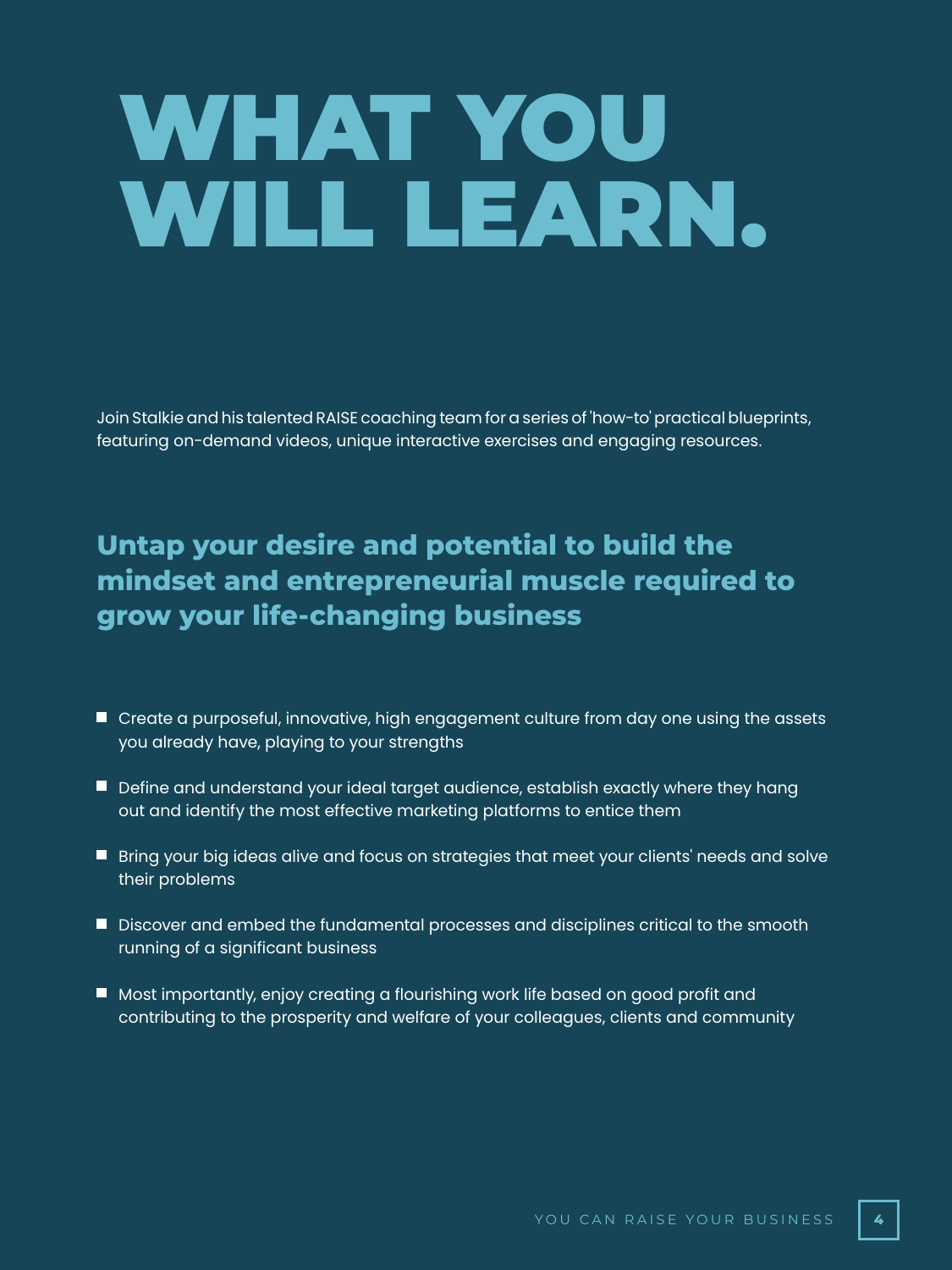# WHAT YOU WILL LEARN.

Join Stalkie and his talented RAISE coaching team for a series of 'how-to' practical blueprints, featuring on-demand videos, unique interactive exercises and engaging resources.

## Untap your desire and potential to build the mindset and entrepreneurial muscle required to grow your life-changing business

- Create a purposeful, innovative, high engagement culture from day one using the assets you already have, playing to your strengths
- Define and understand your ideal target audience, establish exactly where they hang out and identify the most effective marketing platforms to entice them
- Bring your big ideas alive and focus on strategies that meet your clients' needs and solve their problems
- Discover and embed the fundamental processes and disciplines critical to the smooth running of a significant business
- Most importantly, enjoy creating a flourishing work life based on good profit and contributing to the prosperity and welfare of your colleagues, clients and community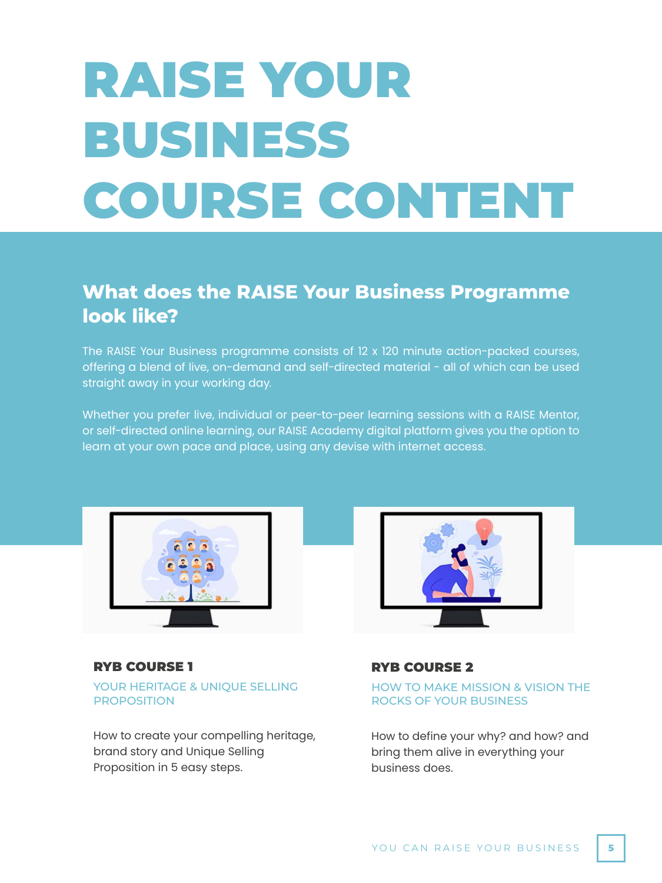# RAISE YOUR BUSINESS COURSE CONTENT

## What does the RAISE Your Business Programme look like?

The RAISE Your Business programme consists of 12 x 120 minute action-packed courses, offering a blend of live, on-demand and self-directed material - all of which can be used straight away in your working day.

Whether you prefer live, individual or peer-to-peer learning sessions with a RAISE Mentor, or self-directed online learning, our RAISE Academy digital platform gives you the option to learn at your own pace and place, using any devise with internet access.

### RYB COURSE 1

YOUR HERITAGE & UNIQUE SELLING PROPOSITION

How to create your compelling heritage, brand story and Unique Selling Proposition in 5 easy steps.

### RYB COURSE 2

HOW TO MAKE MISSION & VISION THE ROCKS OF YOUR BUSINESS

How to define your why? and how? and bring them alive in everything your business does.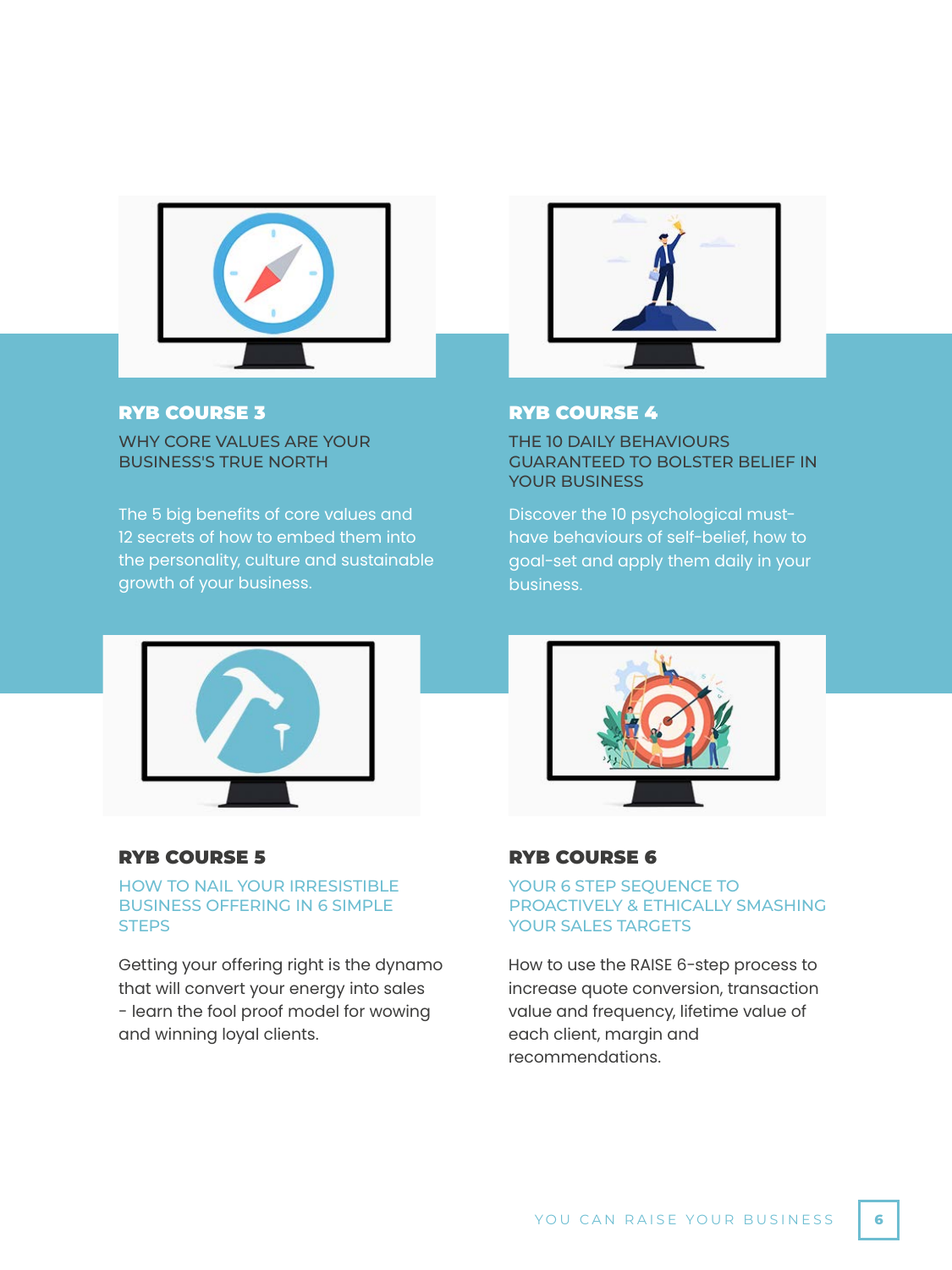## RYB COURSE 3

WHY CORE VALUES ARE YOUR BUSINESS'S TRUE NORTH

The 5 big benefits of core values and 12 secrets of how to embed them into the personality, culture and sustainable growth of your business.

## RYB COURSE 4

THE 10 DAILY BEHAVIOURS GUARANTEED TO BOLSTER BELIEF IN YOUR BUSINESS

Discover the 10 psychological must-have behaviours of self-belief, how to goal-set and apply them daily in your business.

## RYB COURSE 5

HOW TO NAIL YOUR IRRESISTIBLE BUSINESS OFFERING IN 6 SIMPLE STEPS

Getting your offering right is the dynamo that will convert your energy into sales - learn the fool proof model for wowing and winning loyal clients.

## RYB COURSE 6

YOUR 6 STEP SEQUENCE TO PROACTIVELY & ETHICALLY SMASHING YOUR SALES TARGETS

How to use the RAISE 6-step process to increase quote conversion, transaction value and frequency, lifetime value of each client, margin and recommendations.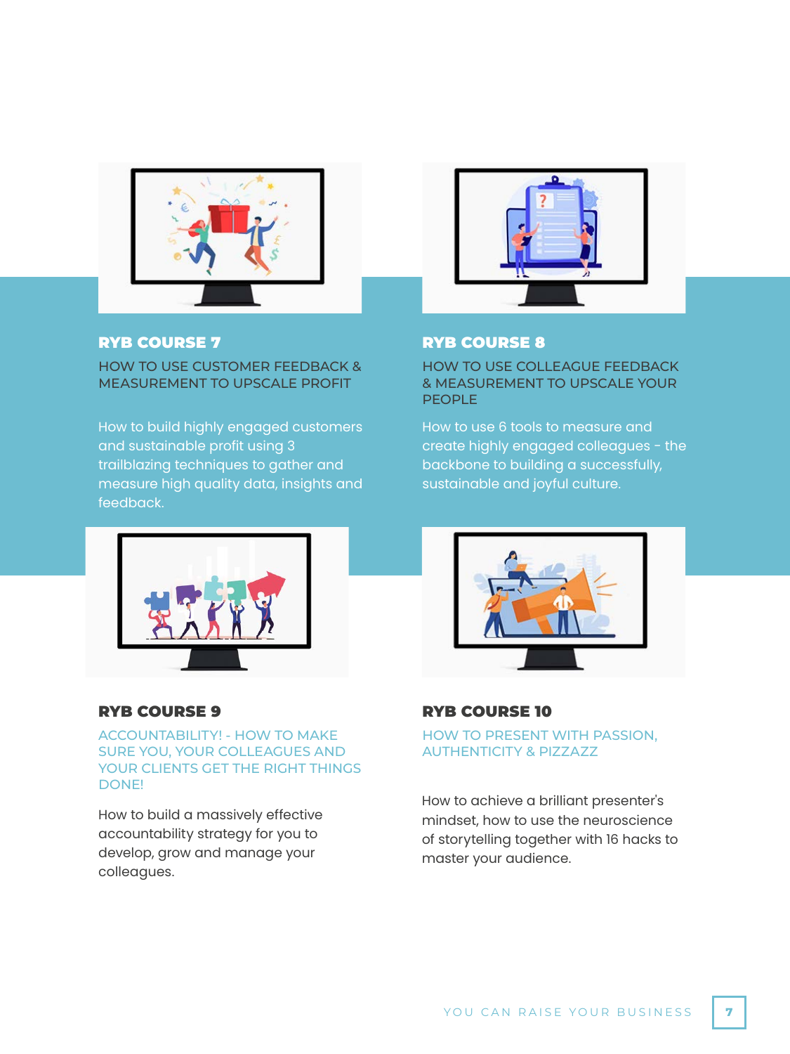## RYB COURSE 7

HOW TO USE CUSTOMER FEEDBACK & MEASUREMENT TO UPSCALE PROFIT

How to build highly engaged customers and sustainable profit using 3 trailblazing techniques to gather and measure high quality data, insights and feedback.

## RYB COURSE 8

HOW TO USE COLLEAGUE FEEDBACK & MEASUREMENT TO UPSCALE YOUR PEOPLE

How to use 6 tools to measure and create highly engaged colleagues - the backbone to building a successfully, sustainable and joyful culture.

## RYB COURSE 9

ACCOUNTABILITY! - HOW TO MAKE SURE YOU, YOUR COLLEAGUES AND YOUR CLIENTS GET THE RIGHT THINGS DONE!

How to build a massively effective accountability strategy for you to develop, grow and manage your colleagues.

## RYB COURSE 10

HOW TO PRESENT WITH PASSION, AUTHENTICITY & PIZZAZZ

How to achieve a brilliant presenter's mindset, how to use the neuroscience of storytelling together with 16 hacks to master your audience.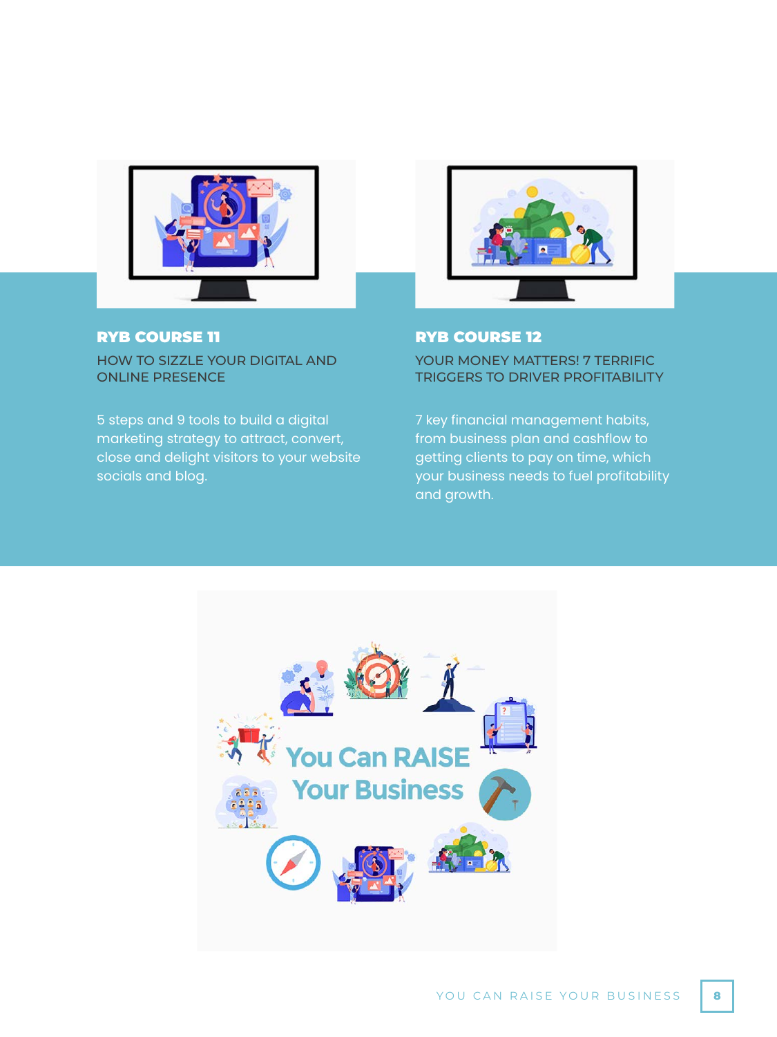## RYB COURSE 11

HOW TO SIZZLE YOUR DIGITAL AND ONLINE PRESENCE

5 steps and 9 tools to build a digital marketing strategy to attract, convert, close and delight visitors to your website socials and blog.

## RYB COURSE 12

YOUR MONEY MATTERS! 7 TERRIFIC TRIGGERS TO DRIVER PROFITABILITY

7 key financial management habits, from business plan and cashflow to getting clients to pay on time, which your business needs to fuel profitability and growth.

You Can RAISE Your Business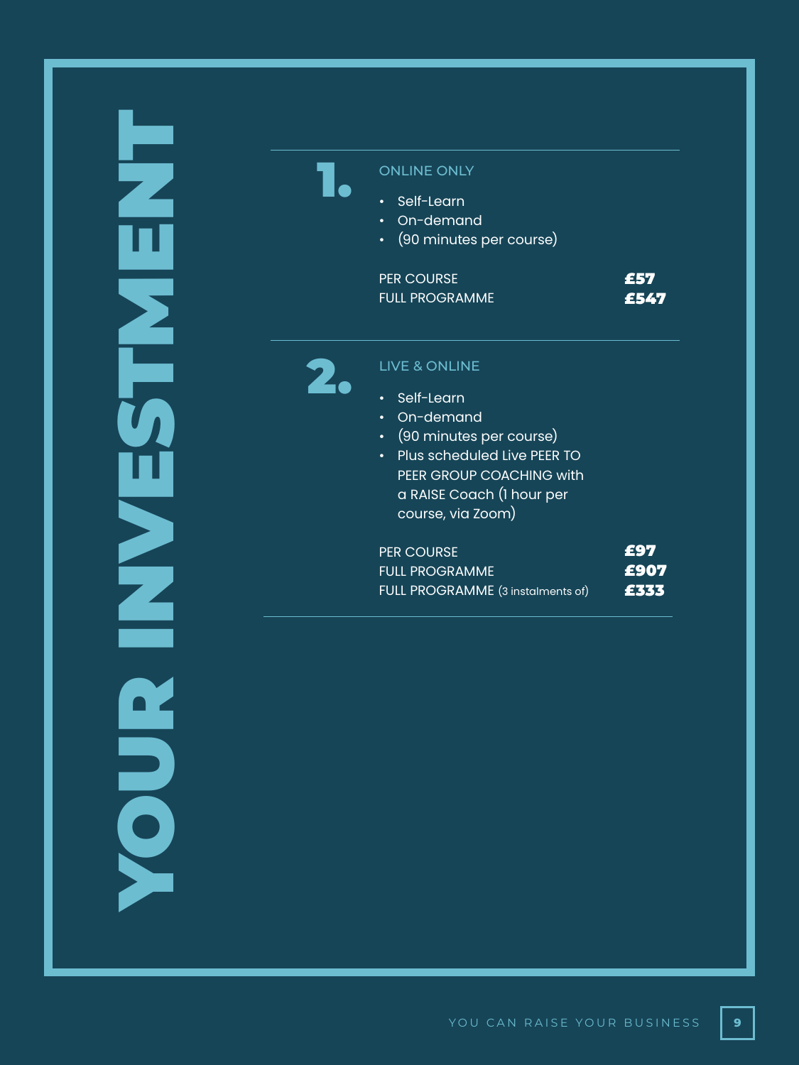# YOUR INVESTMENT

## 1. ONLINE ONLY

- Self-Learn
- On-demand
- (90 minutes per course)

| | |
|---|---|
| PER COURSE | **£57** |
| FULL PROGRAMME | **£547** |

## 2. LIVE & ONLINE

- Self-Learn
- On-demand
- (90 minutes per course)
- Plus scheduled Live PEER TO PEER GROUP COACHING with a RAISE Coach (1 hour per course, via Zoom)

| | |
|---|---|
| PER COURSE | **£97** |
| FULL PROGRAMME | **£907** |
| FULL PROGRAMME (3 instalments of) | **£333** |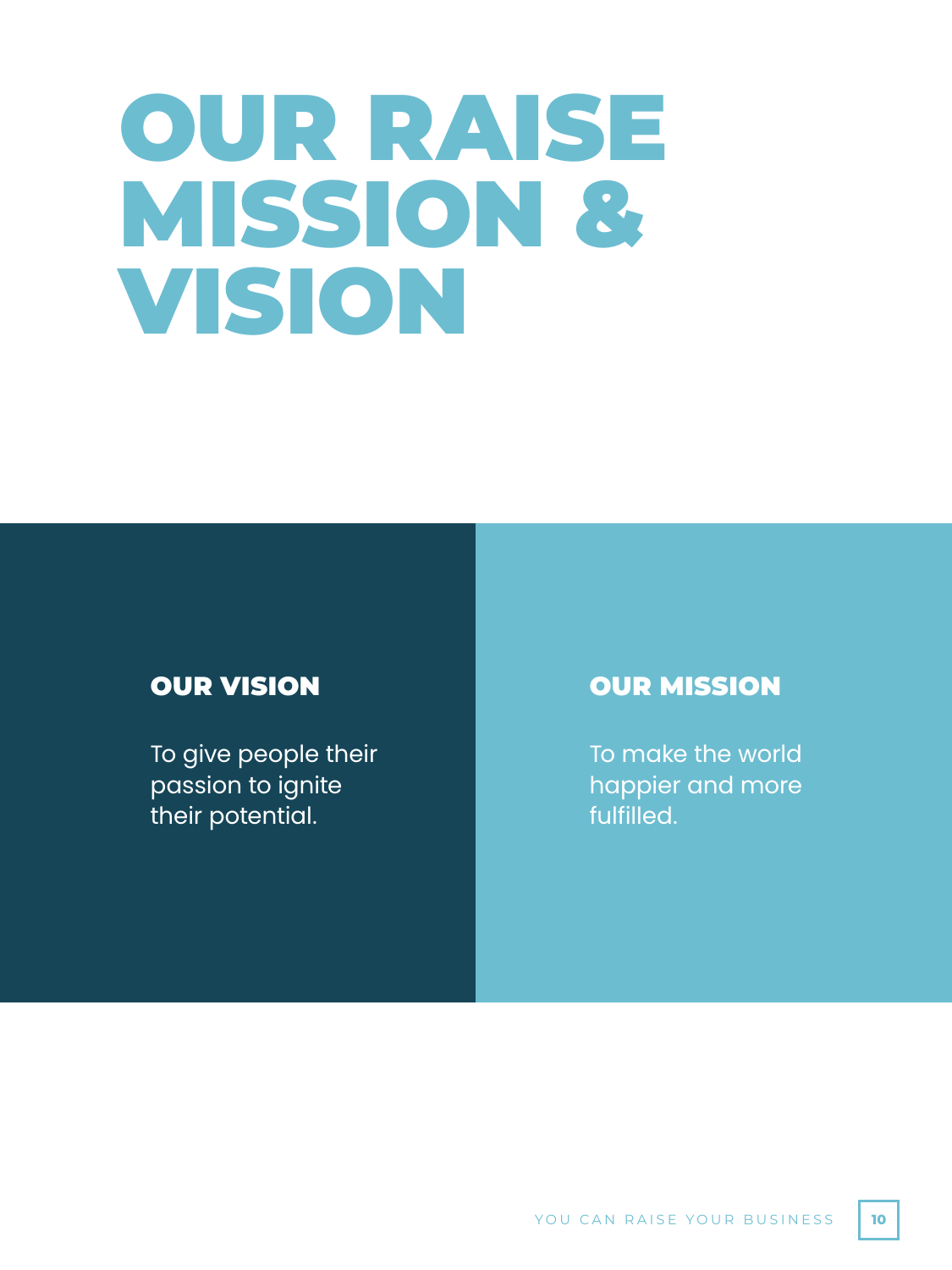# OUR RAISE MISSION & VISION

## OUR VISION

To give people their passion to ignite their potential.

## OUR MISSION

To make the world happier and more fulfilled.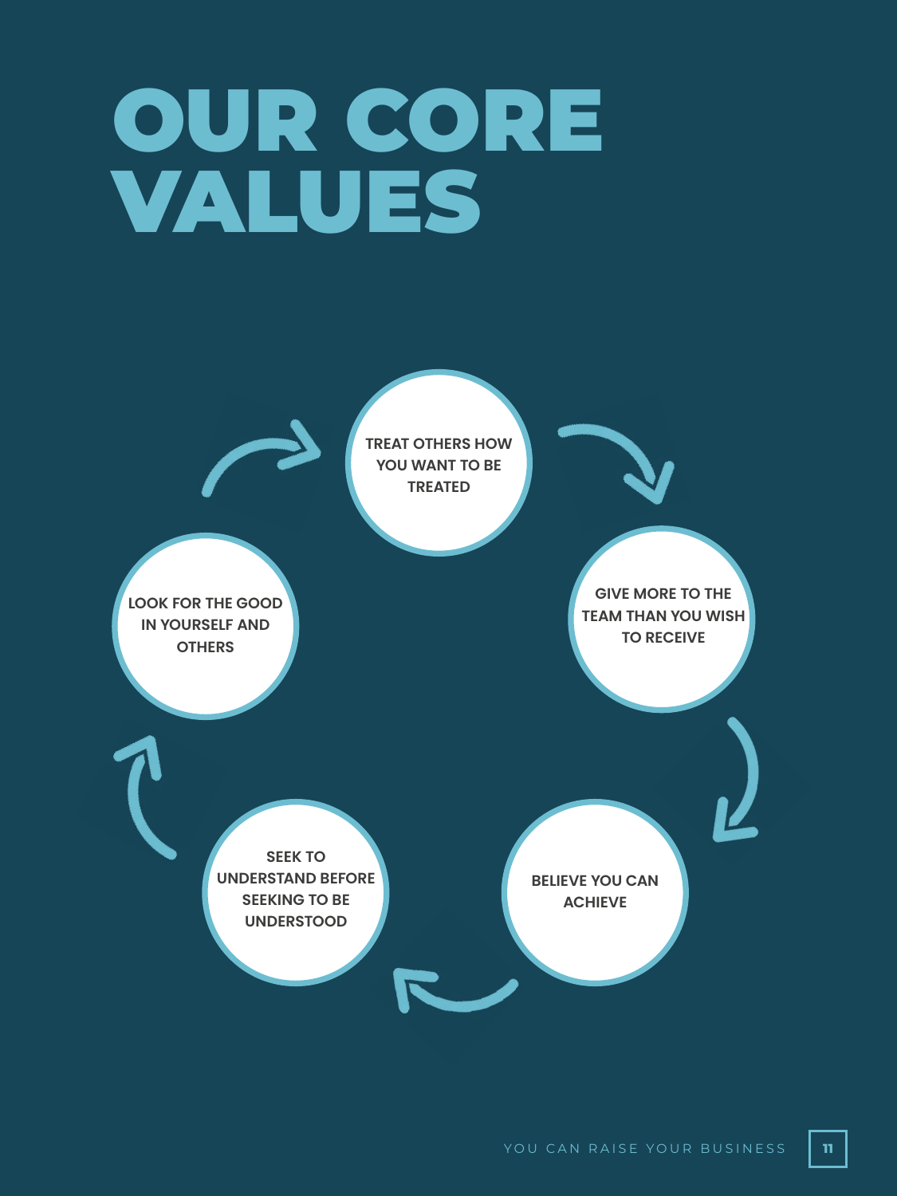# OUR CORE VALUES

- TREAT OTHERS HOW YOU WANT TO BE TREATED
- GIVE MORE TO THE TEAM THAN YOU WISH TO RECEIVE
- BELIEVE YOU CAN ACHIEVE
- SEEK TO UNDERSTAND BEFORE SEEKING TO BE UNDERSTOOD
- LOOK FOR THE GOOD IN YOURSELF AND OTHERS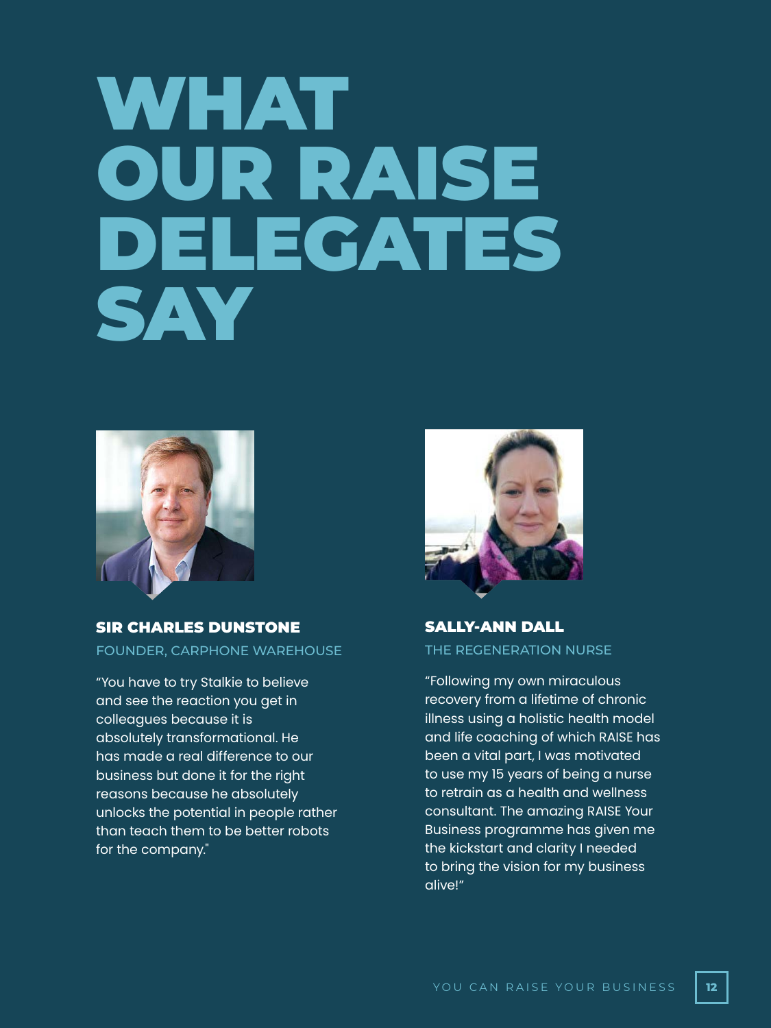# WHAT OUR RAISE DELEGATES SAY

**SIR CHARLES DUNSTONE**

FOUNDER, CARPHONE WAREHOUSE

“You have to try Stalkie to believe and see the reaction you get in colleagues because it is absolutely transformational. He has made a real difference to our business but done it for the right reasons because he absolutely unlocks the potential in people rather than teach them to be better robots for the company."

**SALLY-ANN DALL**

THE REGENERATION NURSE

“Following my own miraculous recovery from a lifetime of chronic illness using a holistic health model and life coaching of which RAISE has been a vital part, I was motivated to use my 15 years of being a nurse to retrain as a health and wellness consultant. The amazing RAISE Your Business programme has given me the kickstart and clarity I needed to bring the vision for my business alive!”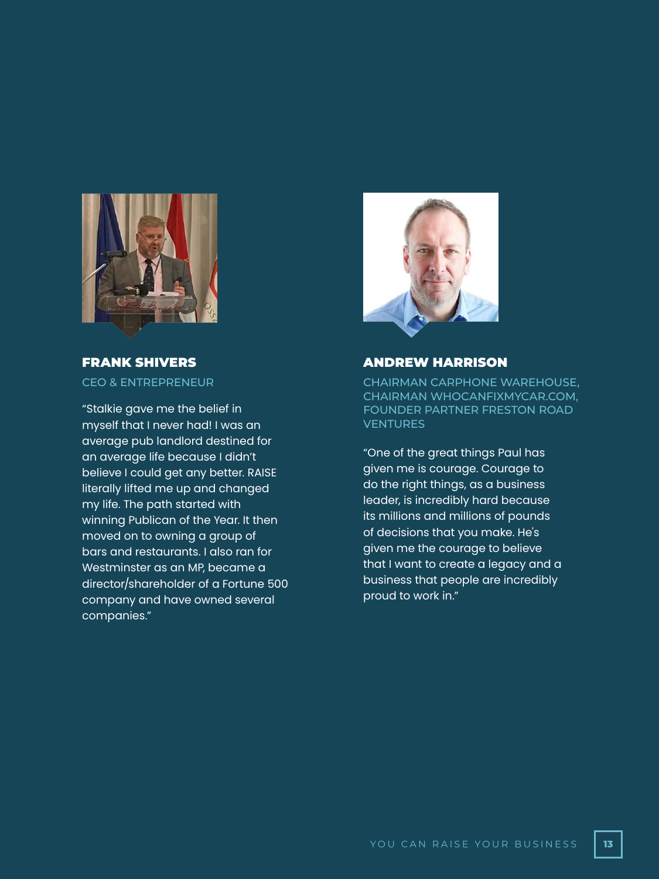## FRANK SHIVERS

CEO & ENTREPRENEUR

"Stalkie gave me the belief in myself that I never had! I was an average pub landlord destined for an average life because I didn't believe I could get any better. RAISE literally lifted me up and changed my life. The path started with winning Publican of the Year. It then moved on to owning a group of bars and restaurants. I also ran for Westminster as an MP, became a director/shareholder of a Fortune 500 company and have owned several companies."

## ANDREW HARRISON

CHAIRMAN CARPHONE WAREHOUSE, CHAIRMAN WHOCANFIXMYCAR.COM, FOUNDER PARTNER FRESTON ROAD VENTURES

"One of the great things Paul has given me is courage. Courage to do the right things, as a business leader, is incredibly hard because its millions and millions of pounds of decisions that you make. He's given me the courage to believe that I want to create a legacy and a business that people are incredibly proud to work in."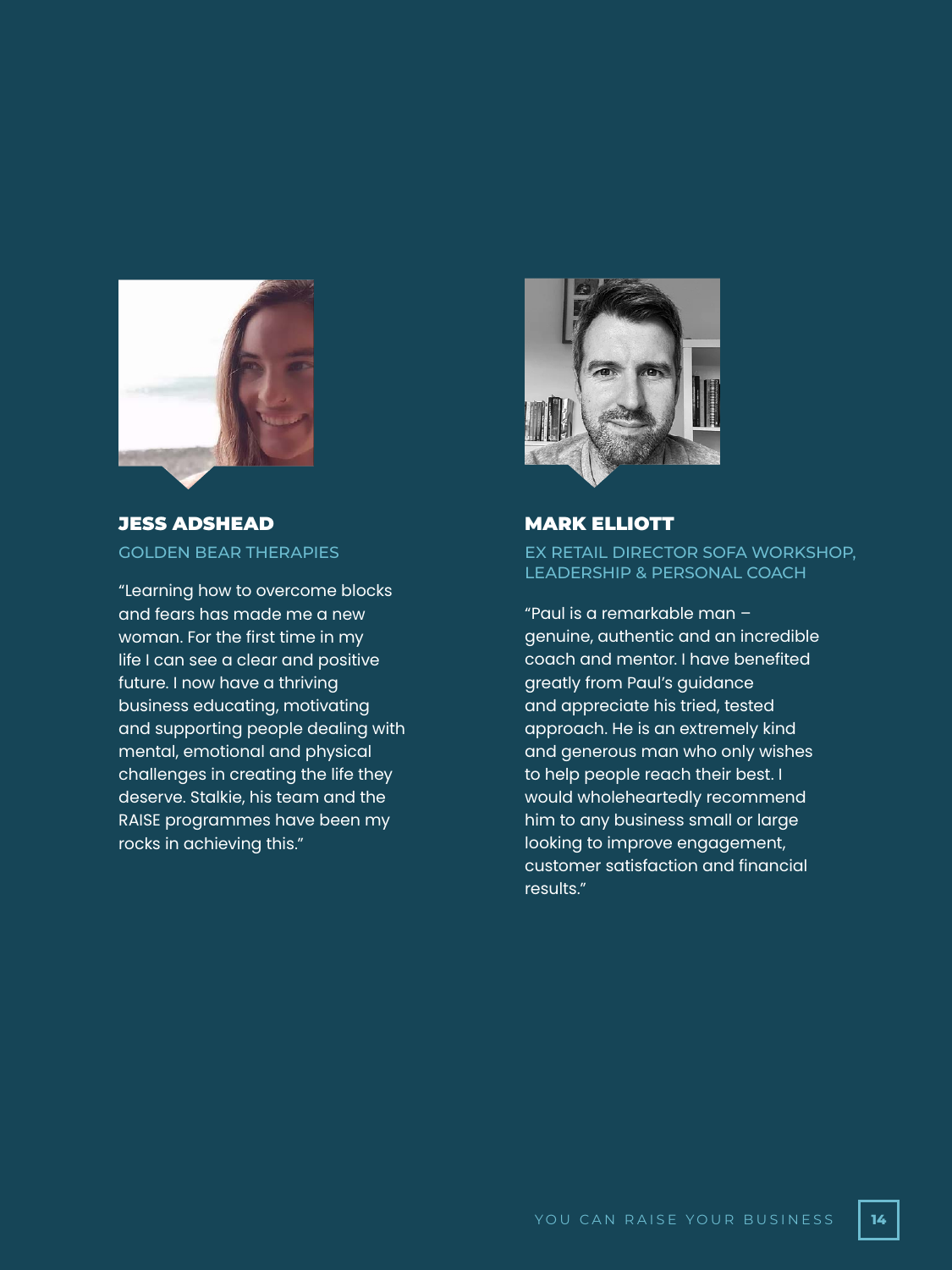### JESS ADSHEAD

GOLDEN BEAR THERAPIES

"Learning how to overcome blocks and fears has made me a new woman. For the first time in my life I can see a clear and positive future. I now have a thriving business educating, motivating and supporting people dealing with mental, emotional and physical challenges in creating the life they deserve. Stalkie, his team and the RAISE programmes have been my rocks in achieving this."

### MARK ELLIOTT

EX RETAIL DIRECTOR SOFA WORKSHOP, LEADERSHIP & PERSONAL COACH

"Paul is a remarkable man – genuine, authentic and an incredible coach and mentor. I have benefited greatly from Paul's guidance and appreciate his tried, tested approach. He is an extremely kind and generous man who only wishes to help people reach their best. I would wholeheartedly recommend him to any business small or large looking to improve engagement, customer satisfaction and financial results."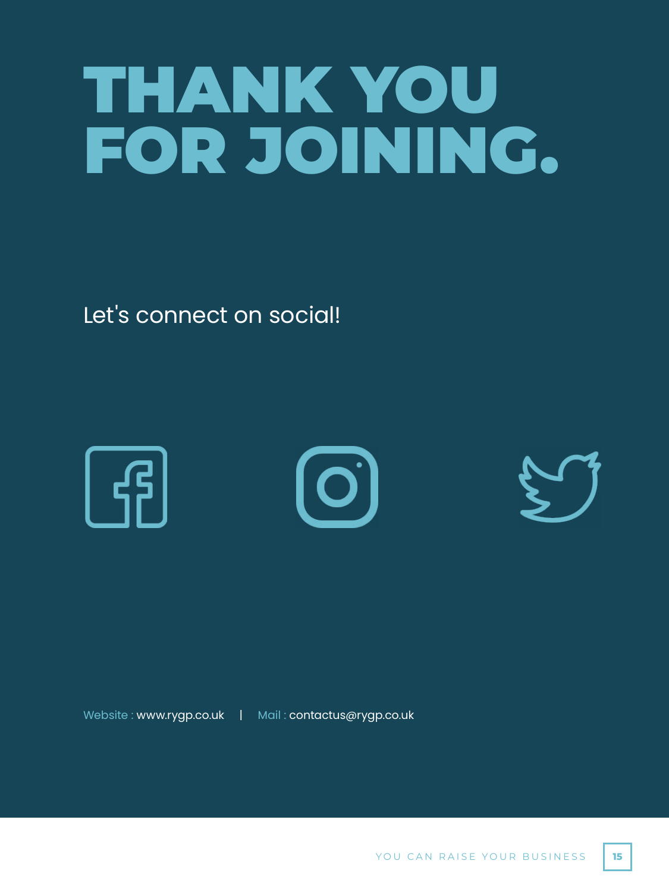# THANK YOU FOR JOINING.

Let's connect on social!

Website : www.rygp.co.uk | Mail : contactus@rygp.co.uk